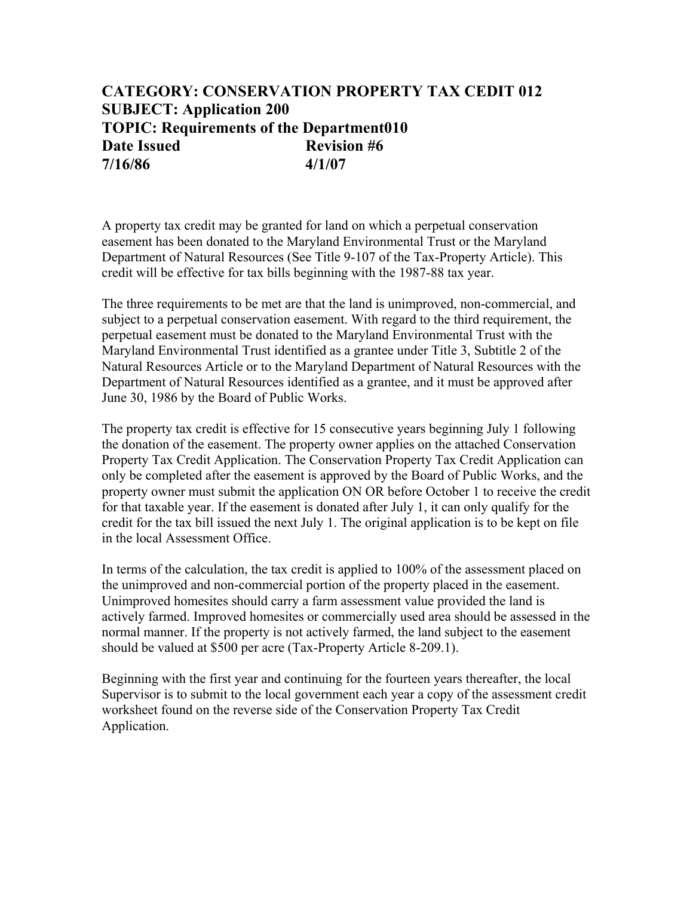**CATEGORY: CONSERVATION PROPERTY TAX CEDIT 012**
**SUBJECT: Application 200**
**TOPIC: Requirements of the Department010**

| Date Issued | Revision #6 |
| --- | --- |
| 7/16/86 | 4/1/07 |

A property tax credit may be granted for land on which a perpetual conservation easement has been donated to the Maryland Environmental Trust or the Maryland Department of Natural Resources (See Title 9-107 of the Tax-Property Article). This credit will be effective for tax bills beginning with the 1987-88 tax year.

The three requirements to be met are that the land is unimproved, non-commercial, and subject to a perpetual conservation easement. With regard to the third requirement, the perpetual easement must be donated to the Maryland Environmental Trust with the Maryland Environmental Trust identified as a grantee under Title 3, Subtitle 2 of the Natural Resources Article or to the Maryland Department of Natural Resources with the Department of Natural Resources identified as a grantee, and it must be approved after June 30, 1986 by the Board of Public Works.

The property tax credit is effective for 15 consecutive years beginning July 1 following the donation of the easement. The property owner applies on the attached Conservation Property Tax Credit Application. The Conservation Property Tax Credit Application can only be completed after the easement is approved by the Board of Public Works, and the property owner must submit the application ON OR before October 1 to receive the credit for that taxable year. If the easement is donated after July 1, it can only qualify for the credit for the tax bill issued the next July 1. The original application is to be kept on file in the local Assessment Office.

In terms of the calculation, the tax credit is applied to 100% of the assessment placed on the unimproved and non-commercial portion of the property placed in the easement. Unimproved homesites should carry a farm assessment value provided the land is actively farmed. Improved homesites or commercially used area should be assessed in the normal manner. If the property is not actively farmed, the land subject to the easement should be valued at $500 per acre (Tax-Property Article 8-209.1).

Beginning with the first year and continuing for the fourteen years thereafter, the local Supervisor is to submit to the local government each year a copy of the assessment credit worksheet found on the reverse side of the Conservation Property Tax Credit Application.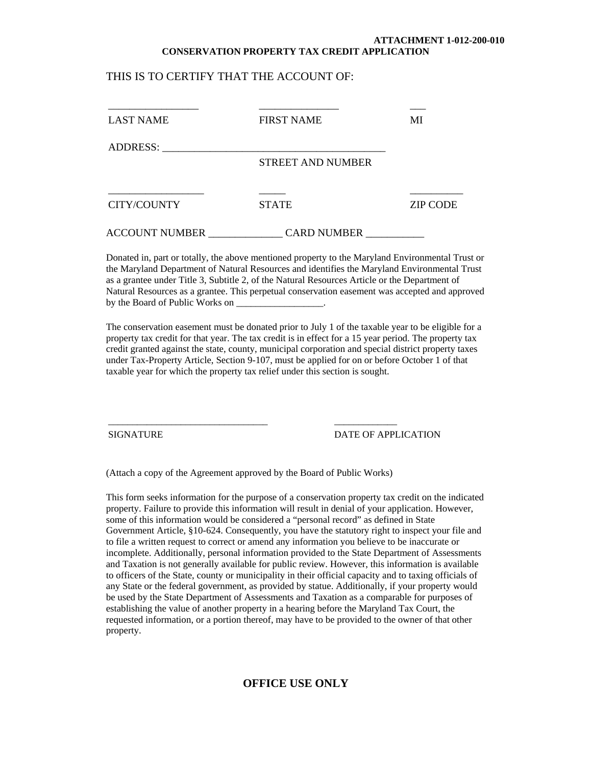**ATTACHMENT 1-012-200-010**

**CONSERVATION PROPERTY TAX CREDIT APPLICATION**

THIS IS TO CERTIFY THAT THE ACCOUNT OF:

| _________________ | _______________ | ___ |
|---|---|---|
| LAST NAME | FIRST NAME | MI |

ADDRESS: ___________________________________________
STREET AND NUMBER

| _________________ | _____ | __________ |
|---|---|---|
| CITY/COUNTY | STATE | ZIP CODE |

ACCOUNT NUMBER ______________ CARD NUMBER ___________

Donated in, part or totally, the above mentioned property to the Maryland Environmental Trust or the Maryland Department of Natural Resources and identifies the Maryland Environmental Trust as a grantee under Title 3, Subtitle 2, of the Natural Resources Article or the Department of Natural Resources as a grantee. This perpetual conservation easement was accepted and approved by the Board of Public Works on __________________.

The conservation easement must be donated prior to July 1 of the taxable year to be eligible for a property tax credit for that year. The tax credit is in effect for a 15 year period. The property tax credit granted against the state, county, municipal corporation and special district property taxes under Tax-Property Article, Section 9-107, must be applied for on or before October 1 of that taxable year for which the property tax relief under this section is sought.

| ________________________________ | _____________ |
|---|---|
| SIGNATURE | DATE OF APPLICATION |

(Attach a copy of the Agreement approved by the Board of Public Works)

This form seeks information for the purpose of a conservation property tax credit on the indicated property. Failure to provide this information will result in denial of your application. However, some of this information would be considered a "personal record" as defined in State Government Article, §10-624. Consequently, you have the statutory right to inspect your file and to file a written request to correct or amend any information you believe to be inaccurate or incomplete. Additionally, personal information provided to the State Department of Assessments and Taxation is not generally available for public review. However, this information is available to officers of the State, county or municipality in their official capacity and to taxing officials of any State or the federal government, as provided by statue. Additionally, if your property would be used by the State Department of Assessments and Taxation as a comparable for purposes of establishing the value of another property in a hearing before the Maryland Tax Court, the requested information, or a portion thereof, may have to be provided to the owner of that other property.

## OFFICE USE ONLY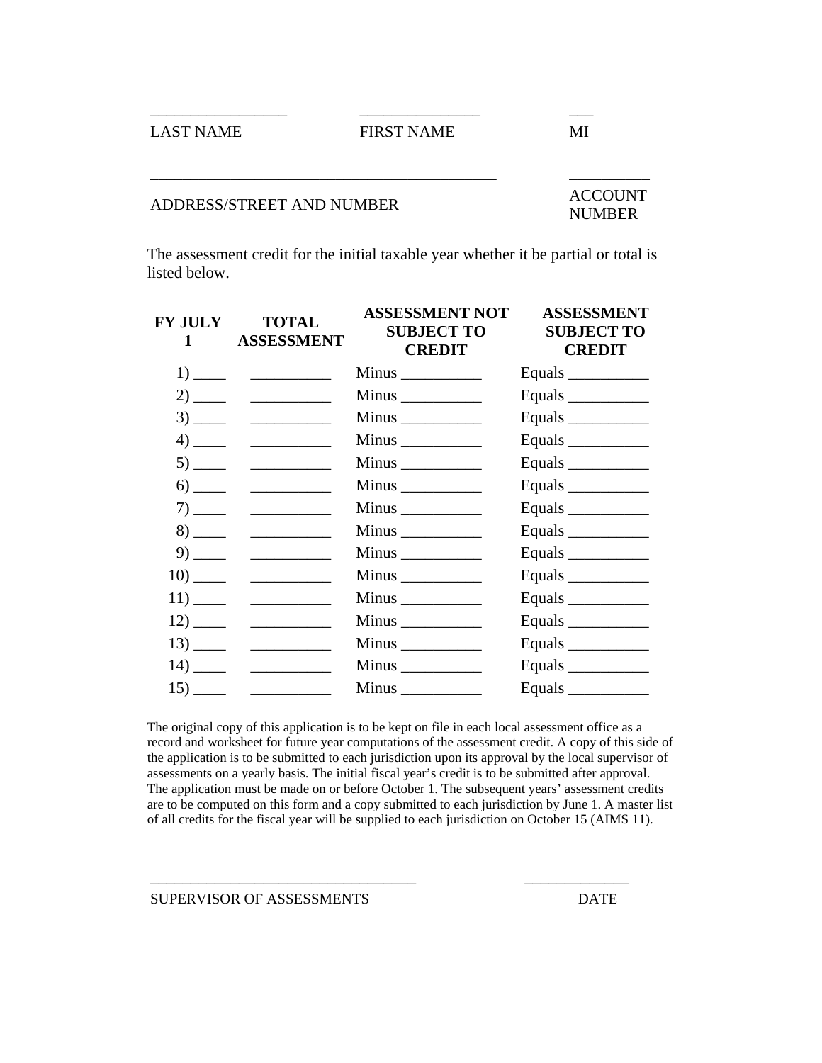| ________________ | ______________ | ___ |
|---|---|---|
| LAST NAME | FIRST NAME | MI |

| ________________________________________ | _________ |
|---|---|
| ADDRESS/STREET AND NUMBER | ACCOUNT NUMBER |

The assessment credit for the initial taxable year whether it be partial or total is listed below.

| FY JULY 1 | TOTAL ASSESSMENT | ASSESSMENT NOT SUBJECT TO CREDIT | ASSESSMENT SUBJECT TO CREDIT |
|---|---|---|---|
| 1) ____ | __________ | Minus __________ | Equals __________ |
| 2) ____ | __________ | Minus __________ | Equals __________ |
| 3) ____ | __________ | Minus __________ | Equals __________ |
| 4) ____ | __________ | Minus __________ | Equals __________ |
| 5) ____ | __________ | Minus __________ | Equals __________ |
| 6) ____ | __________ | Minus __________ | Equals __________ |
| 7) ____ | __________ | Minus __________ | Equals __________ |
| 8) ____ | __________ | Minus __________ | Equals __________ |
| 9) ____ | __________ | Minus __________ | Equals __________ |
| 10) ____ | __________ | Minus __________ | Equals __________ |
| 11) ____ | __________ | Minus __________ | Equals __________ |
| 12) ____ | __________ | Minus __________ | Equals __________ |
| 13) ____ | __________ | Minus __________ | Equals __________ |
| 14) ____ | __________ | Minus __________ | Equals __________ |
| 15) ____ | __________ | Minus __________ | Equals __________ |

The original copy of this application is to be kept on file in each local assessment office as a record and worksheet for future year computations of the assessment credit. A copy of this side of the application is to be submitted to each jurisdiction upon its approval by the local supervisor of assessments on a yearly basis. The initial fiscal year's credit is to be submitted after approval. The application must be made on or before October 1. The subsequent years' assessment credits are to be computed on this form and a copy submitted to each jurisdiction by June 1. A master list of all credits for the fiscal year will be supplied to each jurisdiction on October 15 (AIMS 11).

| ________________________________ | ______________ |
|---|---|
| SUPERVISOR OF ASSESSMENTS | DATE |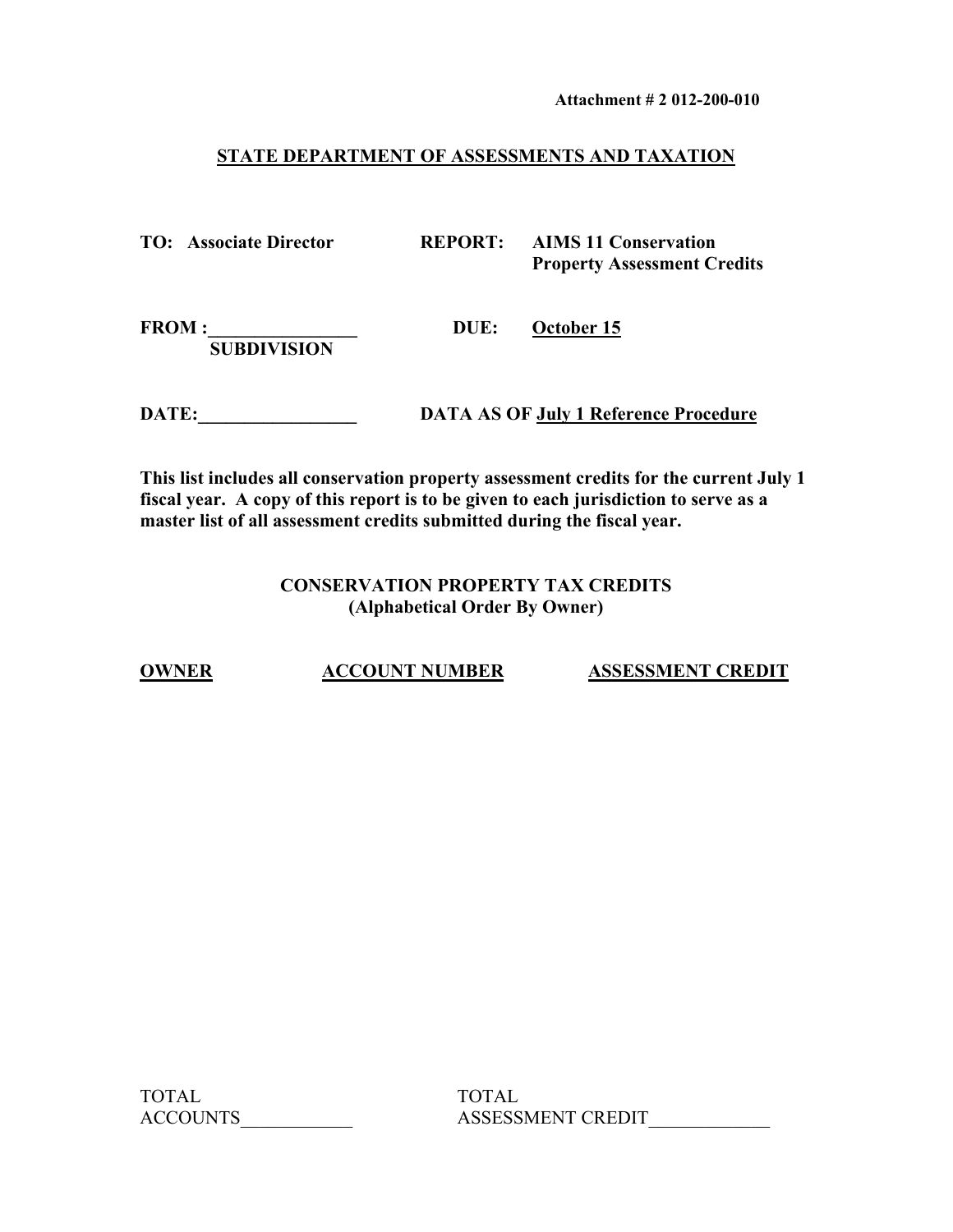**Attachment # 2 012-200-010**

## STATE DEPARTMENT OF ASSESSMENTS AND TAXATION

**TO: Associate Director**

**REPORT: AIMS 11 Conservation Property Assessment Credits**

**FROM :________________**
**SUBDIVISION**

**DUE: October 15**

**DATE:_________________**

**DATA AS OF July 1 Reference Procedure**

**This list includes all conservation property assessment credits for the current July 1 fiscal year. A copy of this report is to be given to each jurisdiction to serve as a master list of all assessment credits submitted during the fiscal year.**

### CONSERVATION PROPERTY TAX CREDITS
**(Alphabetical Order By Owner)**

| OWNER | ACCOUNT NUMBER | ASSESSMENT CREDIT |
|---|---|---|

TOTAL ACCOUNTS____________

TOTAL ASSESSMENT CREDIT_____________